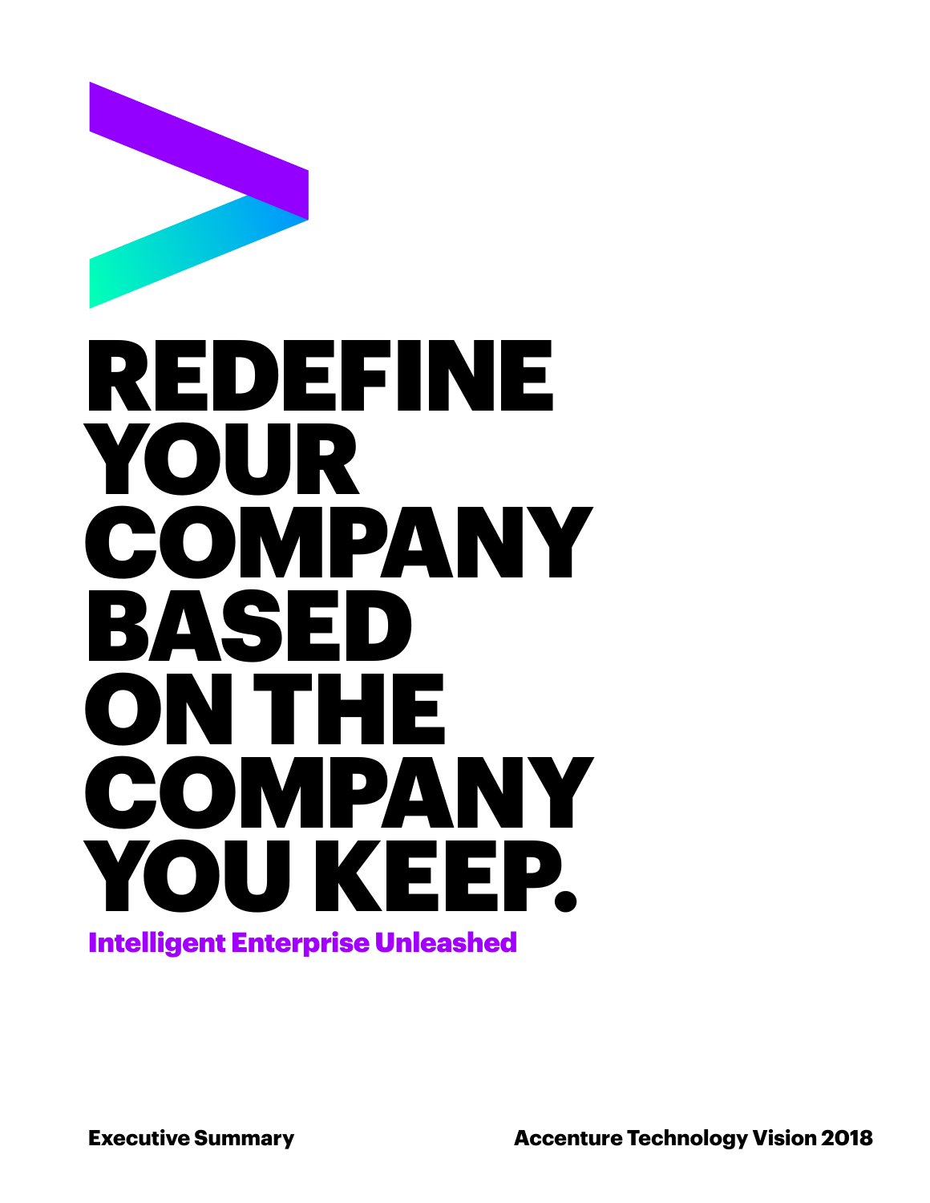# REDEFINE YOUR COMPANY BASED ON THE COMPANY YOU KEEP.

**Intelligent Enterprise Unleashed**

**Executive Summary**

**Accenture Technology Vision 2018**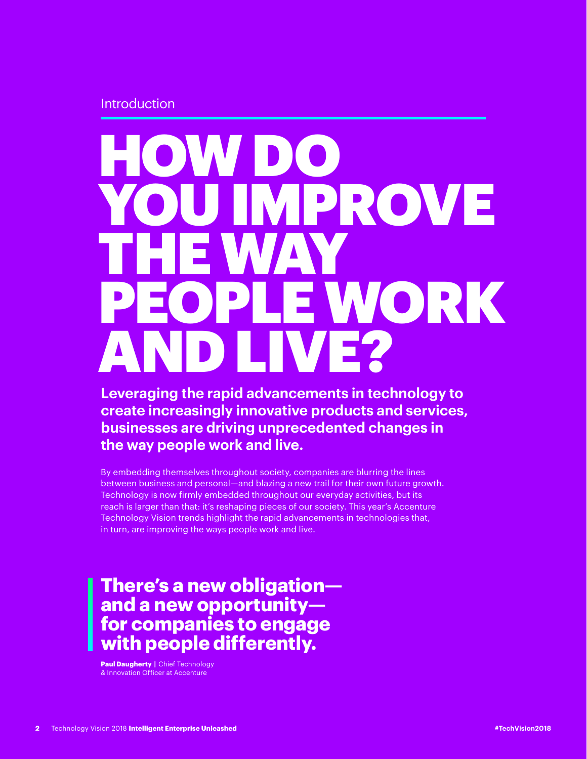Introduction

# HOW DO YOU IMPROVE THE WAY PEOPLE WORK AND LIVE?

**Leveraging the rapid advancements in technology to create increasingly innovative products and services, businesses are driving unprecedented changes in the way people work and live.**

By embedding themselves throughout society, companies are blurring the lines between business and personal—and blazing a new trail for their own future growth. Technology is now firmly embedded throughout our everyday activities, but its reach is larger than that: it's reshaping pieces of our society. This year's Accenture Technology Vision trends highlight the rapid advancements in technologies that, in turn, are improving the ways people work and live.

> **There's a new obligation—and a new opportunity—for companies to engage with people differently.**
>
> **Paul Daugherty** | Chief Technology & Innovation Officer at Accenture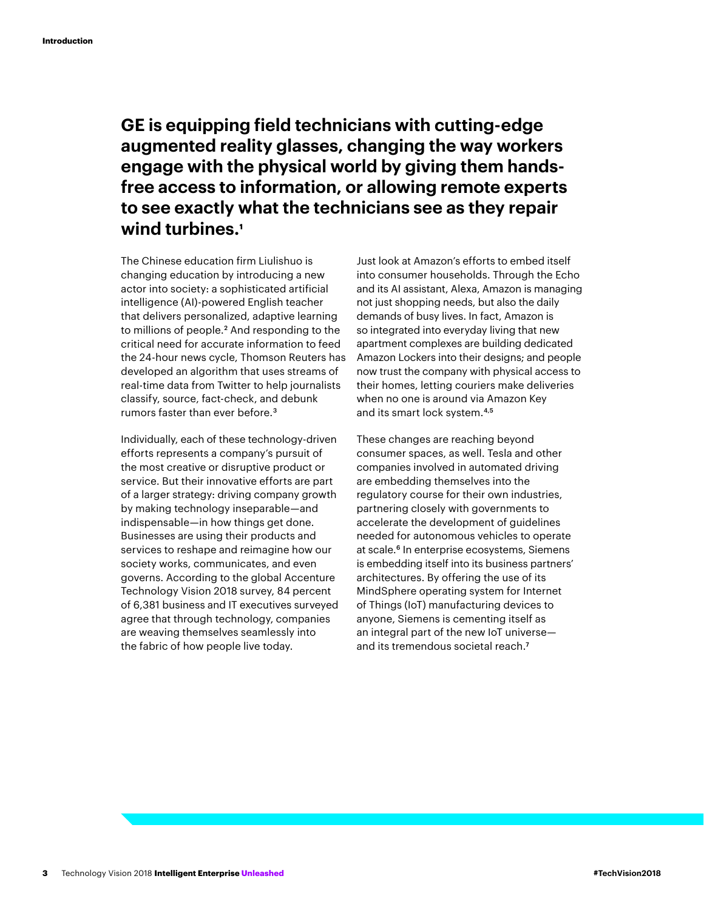**GE is equipping field technicians with cutting-edge augmented reality glasses, changing the way workers engage with the physical world by giving them hands-free access to information, or allowing remote experts to see exactly what the technicians see as they repair wind turbines.[1]**

The Chinese education firm Liulishuo is changing education by introducing a new actor into society: a sophisticated artificial intelligence (AI)-powered English teacher that delivers personalized, adaptive learning to millions of people.[2] And responding to the critical need for accurate information to feed the 24-hour news cycle, Thomson Reuters has developed an algorithm that uses streams of real-time data from Twitter to help journalists classify, source, fact-check, and debunk rumors faster than ever before.[3]

Individually, each of these technology-driven efforts represents a company's pursuit of the most creative or disruptive product or service. But their innovative efforts are part of a larger strategy: driving company growth by making technology inseparable—and indispensable—in how things get done. Businesses are using their products and services to reshape and reimagine how our society works, communicates, and even governs. According to the global Accenture Technology Vision 2018 survey, 84 percent of 6,381 business and IT executives surveyed agree that through technology, companies are weaving themselves seamlessly into the fabric of how people live today.

Just look at Amazon's efforts to embed itself into consumer households. Through the Echo and its AI assistant, Alexa, Amazon is managing not just shopping needs, but also the daily demands of busy lives. In fact, Amazon is so integrated into everyday living that new apartment complexes are building dedicated Amazon Lockers into their designs; and people now trust the company with physical access to their homes, letting couriers make deliveries when no one is around via Amazon Key and its smart lock system.[4,5]

These changes are reaching beyond consumer spaces, as well. Tesla and other companies involved in automated driving are embedding themselves into the regulatory course for their own industries, partnering closely with governments to accelerate the development of guidelines needed for autonomous vehicles to operate at scale.[6] In enterprise ecosystems, Siemens is embedding itself into its business partners' architectures. By offering the use of its MindSphere operating system for Internet of Things (IoT) manufacturing devices to anyone, Siemens is cementing itself as an integral part of the new IoT universe—and its tremendous societal reach.[7]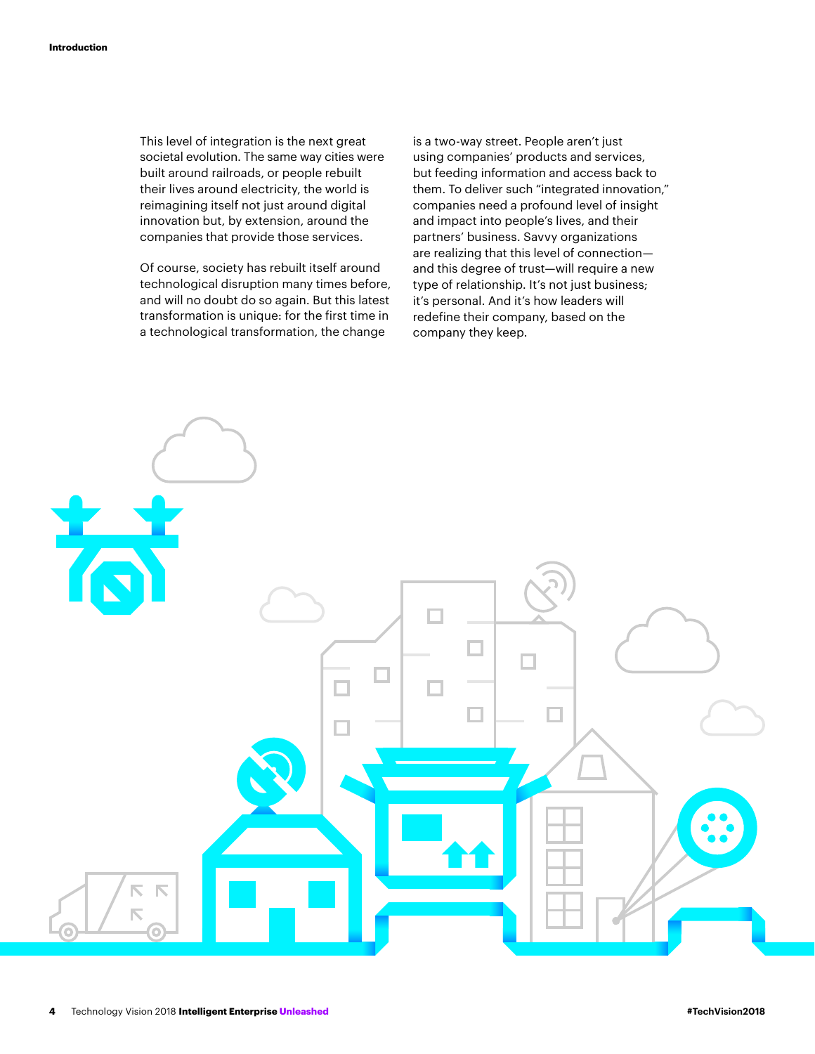This level of integration is the next great societal evolution. The same way cities were built around railroads, or people rebuilt their lives around electricity, the world is reimagining itself not just around digital innovation but, by extension, around the companies that provide those services.

Of course, society has rebuilt itself around technological disruption many times before, and will no doubt do so again. But this latest transformation is unique: for the first time in a technological transformation, the change is a two-way street. People aren't just using companies' products and services, but feeding information and access back to them. To deliver such "integrated innovation," companies need a profound level of insight and impact into people's lives, and their partners' business. Savvy organizations are realizing that this level of connection—and this degree of trust—will require a new type of relationship. It's not just business; it's personal. And it's how leaders will redefine their company, based on the company they keep.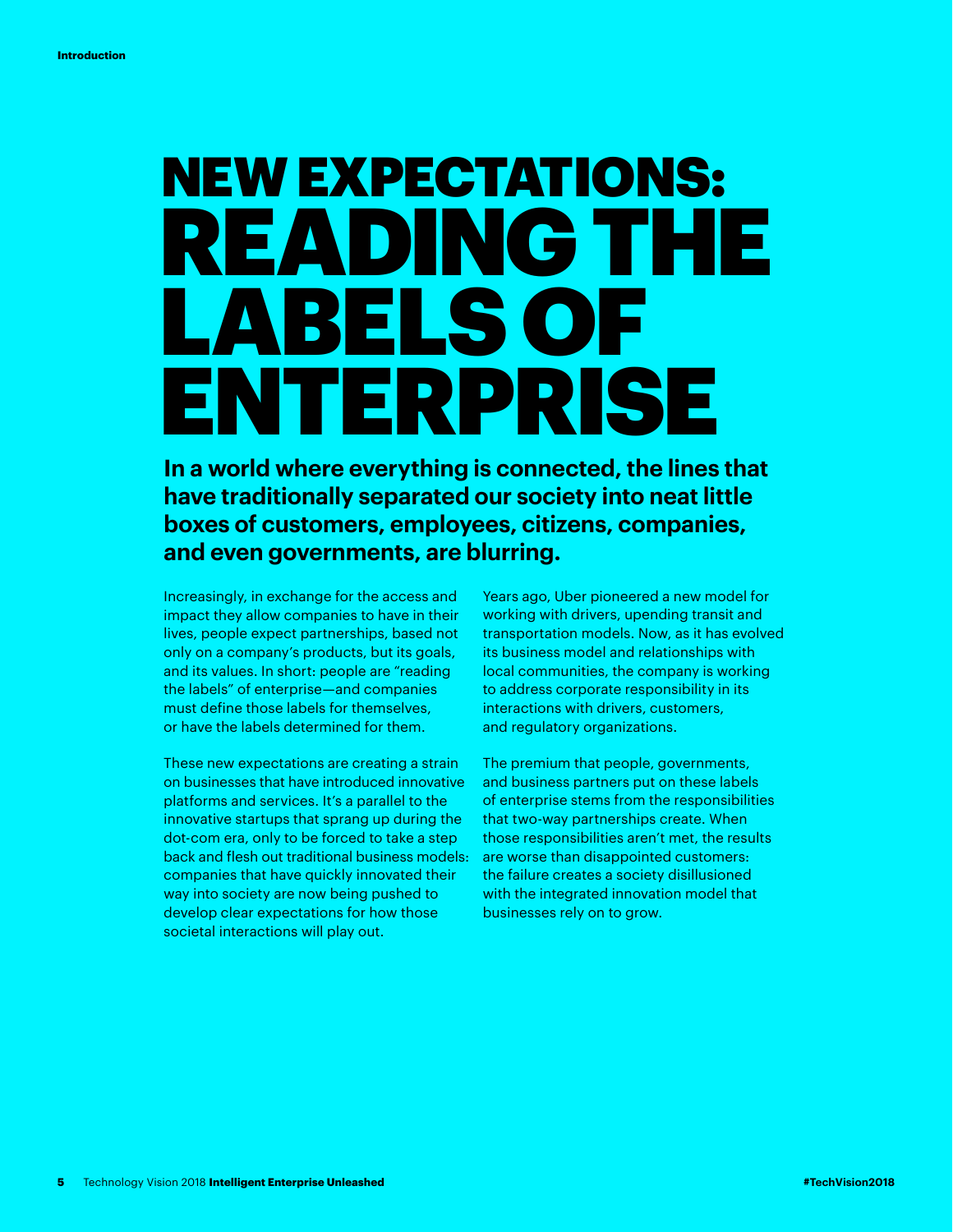# NEW EXPECTATIONS: READING THE LABELS OF ENTERPRISE

**In a world where everything is connected, the lines that have traditionally separated our society into neat little boxes of customers, employees, citizens, companies, and even governments, are blurring.**

Increasingly, in exchange for the access and impact they allow companies to have in their lives, people expect partnerships, based not only on a company's products, but its goals, and its values. In short: people are "reading the labels" of enterprise—and companies must define those labels for themselves, or have the labels determined for them.

These new expectations are creating a strain on businesses that have introduced innovative platforms and services. It's a parallel to the innovative startups that sprang up during the dot-com era, only to be forced to take a step back and flesh out traditional business models: companies that have quickly innovated their way into society are now being pushed to develop clear expectations for how those societal interactions will play out.

Years ago, Uber pioneered a new model for working with drivers, upending transit and transportation models. Now, as it has evolved its business model and relationships with local communities, the company is working to address corporate responsibility in its interactions with drivers, customers, and regulatory organizations.

The premium that people, governments, and business partners put on these labels of enterprise stems from the responsibilities that two-way partnerships create. When those responsibilities aren't met, the results are worse than disappointed customers: the failure creates a society disillusioned with the integrated innovation model that businesses rely on to grow.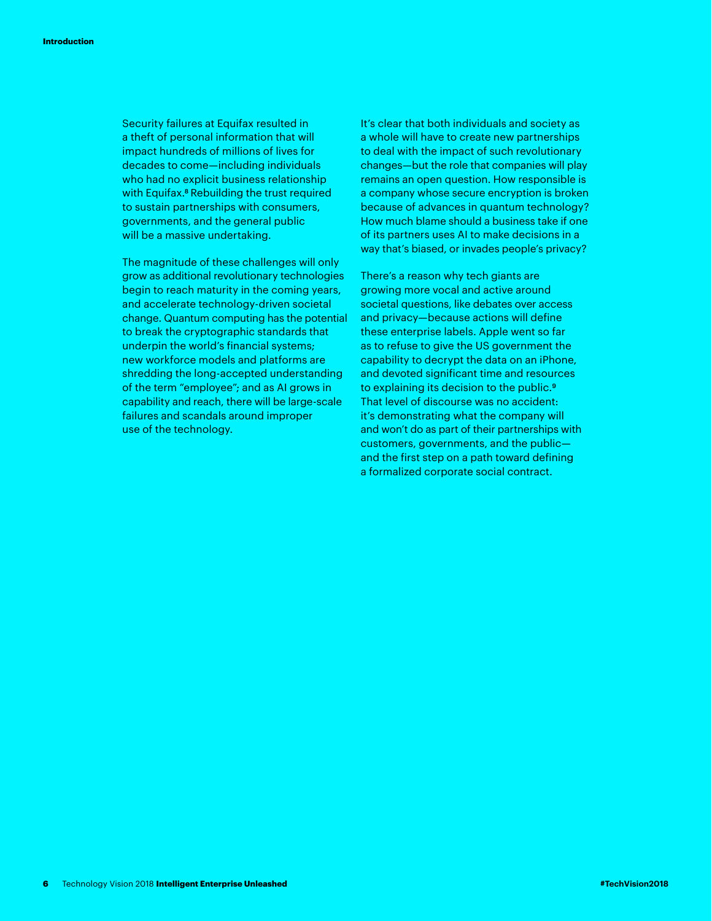Security failures at Equifax resulted in a theft of personal information that will impact hundreds of millions of lives for decades to come—including individuals who had no explicit business relationship with Equifax.[8] Rebuilding the trust required to sustain partnerships with consumers, governments, and the general public will be a massive undertaking.

The magnitude of these challenges will only grow as additional revolutionary technologies begin to reach maturity in the coming years, and accelerate technology-driven societal change. Quantum computing has the potential to break the cryptographic standards that underpin the world's financial systems; new workforce models and platforms are shredding the long-accepted understanding of the term "employee"; and as AI grows in capability and reach, there will be large-scale failures and scandals around improper use of the technology.

It's clear that both individuals and society as a whole will have to create new partnerships to deal with the impact of such revolutionary changes—but the role that companies will play remains an open question. How responsible is a company whose secure encryption is broken because of advances in quantum technology? How much blame should a business take if one of its partners uses AI to make decisions in a way that's biased, or invades people's privacy?

There's a reason why tech giants are growing more vocal and active around societal questions, like debates over access and privacy—because actions will define these enterprise labels. Apple went so far as to refuse to give the US government the capability to decrypt the data on an iPhone, and devoted significant time and resources to explaining its decision to the public.[9] That level of discourse was no accident: it's demonstrating what the company will and won't do as part of their partnerships with customers, governments, and the public—and the first step on a path toward defining a formalized corporate social contract.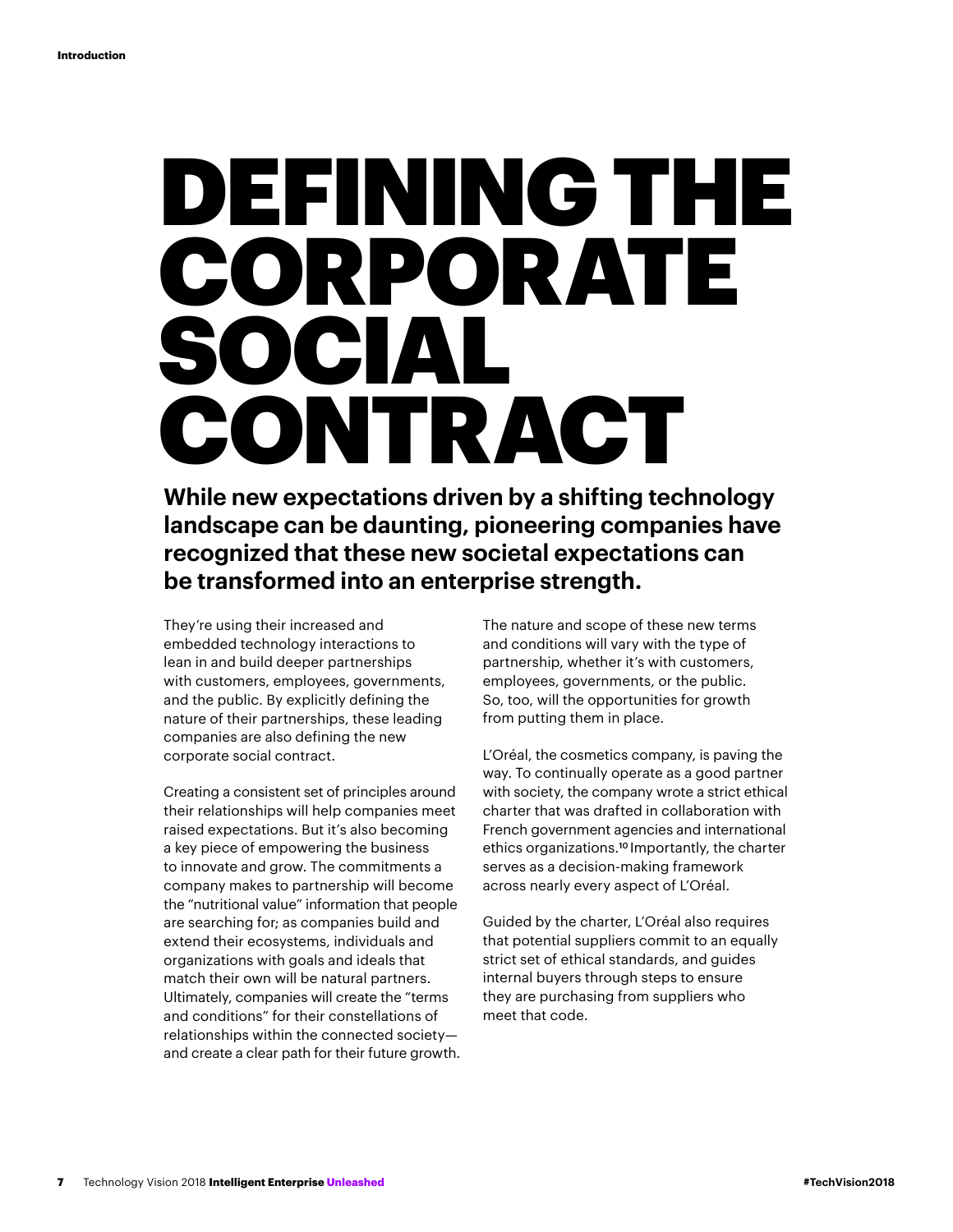# DEFINING THE CORPORATE SOCIAL CONTRACT

**While new expectations driven by a shifting technology landscape can be daunting, pioneering companies have recognized that these new societal expectations can be transformed into an enterprise strength.**

They're using their increased and embedded technology interactions to lean in and build deeper partnerships with customers, employees, governments, and the public. By explicitly defining the nature of their partnerships, these leading companies are also defining the new corporate social contract.

Creating a consistent set of principles around their relationships will help companies meet raised expectations. But it's also becoming a key piece of empowering the business to innovate and grow. The commitments a company makes to partnership will become the "nutritional value" information that people are searching for; as companies build and extend their ecosystems, individuals and organizations with goals and ideals that match their own will be natural partners. Ultimately, companies will create the "terms and conditions" for their constellations of relationships within the connected society—and create a clear path for their future growth.

The nature and scope of these new terms and conditions will vary with the type of partnership, whether it's with customers, employees, governments, or the public. So, too, will the opportunities for growth from putting them in place.

L'Oréal, the cosmetics company, is paving the way. To continually operate as a good partner with society, the company wrote a strict ethical charter that was drafted in collaboration with French government agencies and international ethics organizations.[10] Importantly, the charter serves as a decision-making framework across nearly every aspect of L'Oréal.

Guided by the charter, L'Oréal also requires that potential suppliers commit to an equally strict set of ethical standards, and guides internal buyers through steps to ensure they are purchasing from suppliers who meet that code.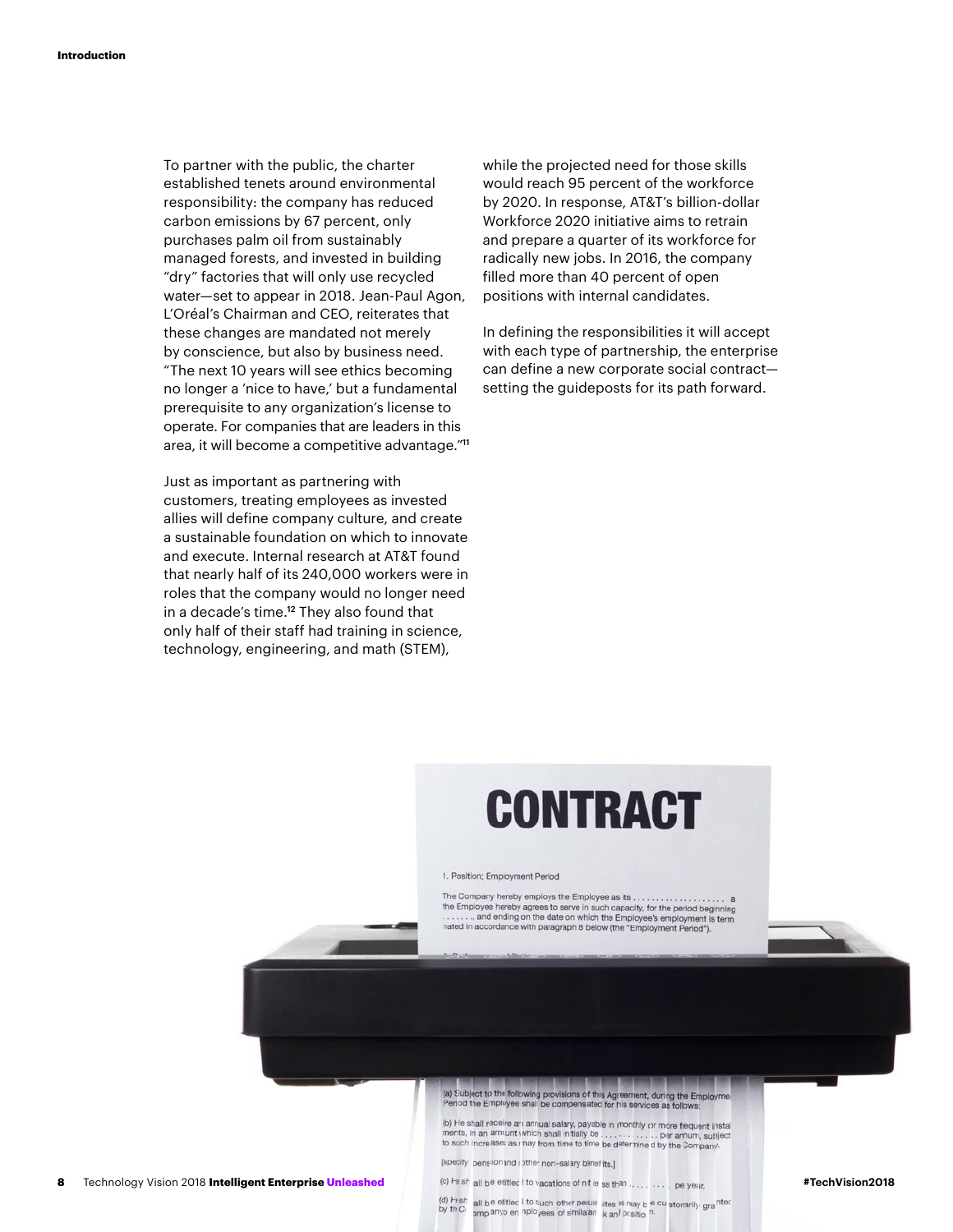To partner with the public, the charter established tenets around environmental responsibility: the company has reduced carbon emissions by 67 percent, only purchases palm oil from sustainably managed forests, and invested in building "dry" factories that will only use recycled water—set to appear in 2018. Jean-Paul Agon, L'Oréal's Chairman and CEO, reiterates that these changes are mandated not merely by conscience, but also by business need. "The next 10 years will see ethics becoming no longer a 'nice to have,' but a fundamental prerequisite to any organization's license to operate. For companies that are leaders in this area, it will become a competitive advantage."[11]

Just as important as partnering with customers, treating employees as invested allies will define company culture, and create a sustainable foundation on which to innovate and execute. Internal research at AT&T found that nearly half of its 240,000 workers were in roles that the company would no longer need in a decade's time.[12] They also found that only half of their staff had training in science, technology, engineering, and math (STEM), while the projected need for those skills would reach 95 percent of the workforce by 2020. In response, AT&T's billion-dollar Workforce 2020 initiative aims to retrain and prepare a quarter of its workforce for radically new jobs. In 2016, the company filled more than 40 percent of open positions with internal candidates.

In defining the responsibilities it will accept with each type of partnership, the enterprise can define a new corporate social contract—setting the guideposts for its path forward.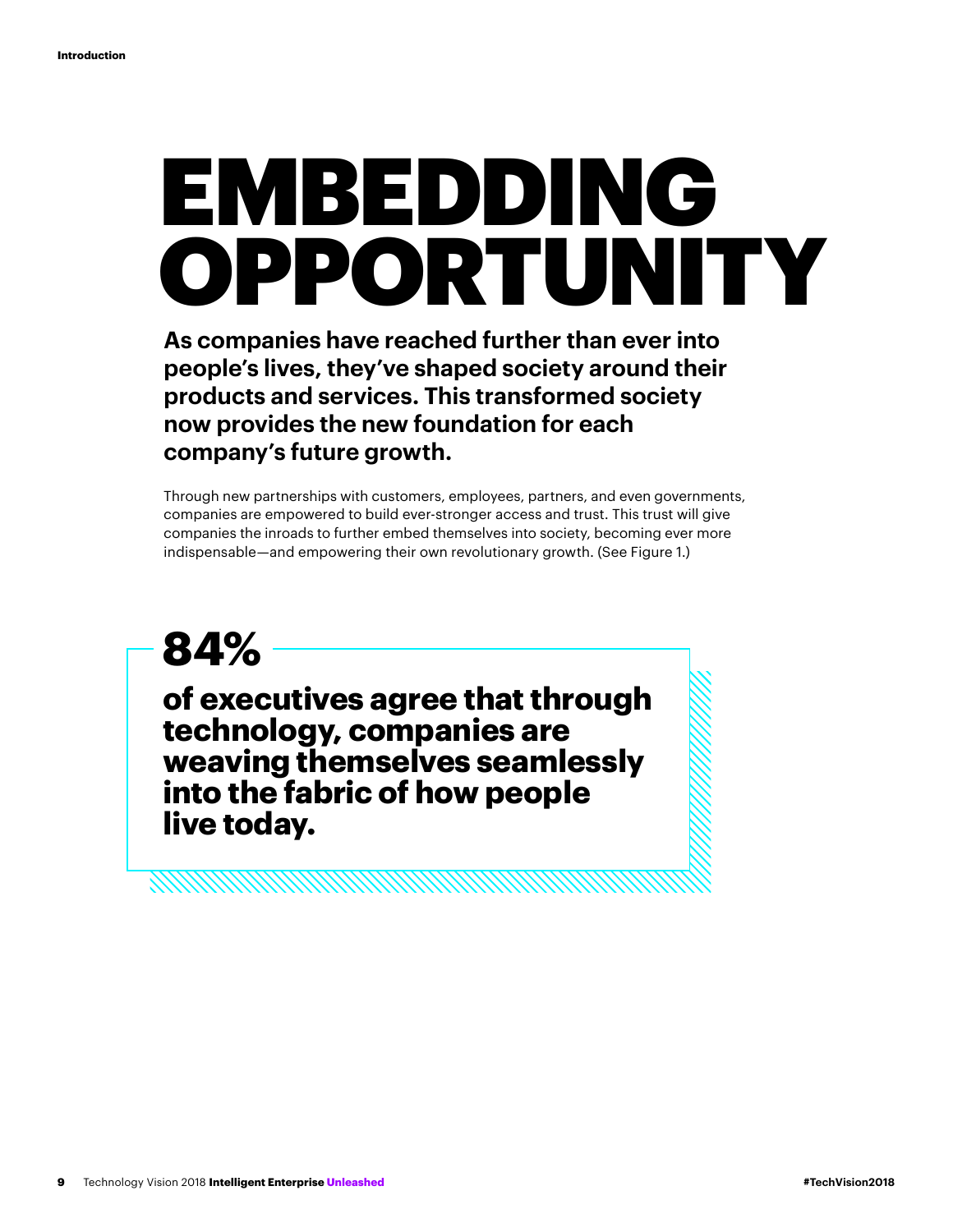# EMBEDDING OPPORTUNITY

**As companies have reached further than ever into people's lives, they've shaped society around their products and services. This transformed society now provides the new foundation for each company's future growth.**

Through new partnerships with customers, employees, partners, and even governments, companies are empowered to build ever-stronger access and trust. This trust will give companies the inroads to further embed themselves into society, becoming ever more indispensable—and empowering their own revolutionary growth. (See Figure 1.)

**84%**

**of executives agree that through technology, companies are weaving themselves seamlessly into the fabric of how people live today.**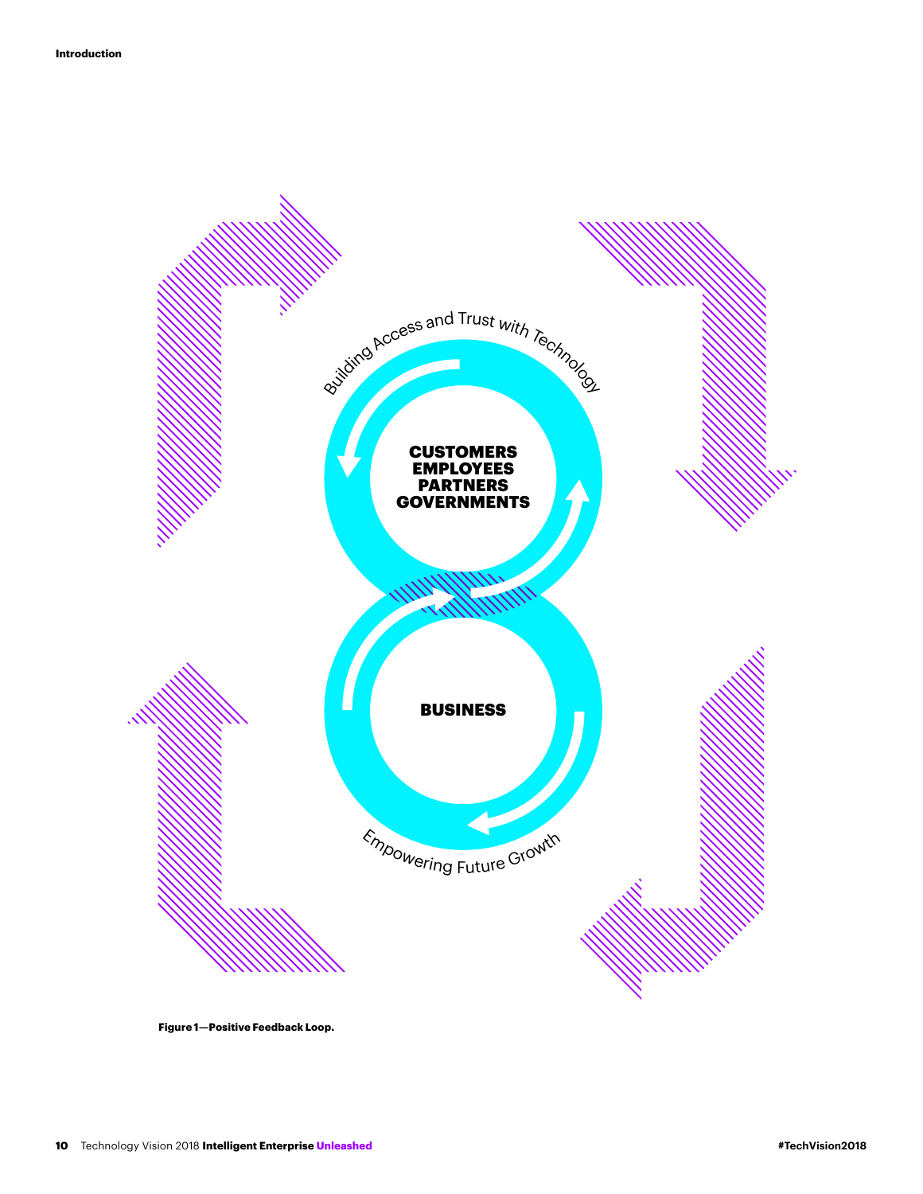Building Access and Trust with Technology

CUSTOMERS
EMPLOYEES
PARTNERS
GOVERNMENTS

BUSINESS

Empowering Future Growth

**Figure 1—Positive Feedback Loop.**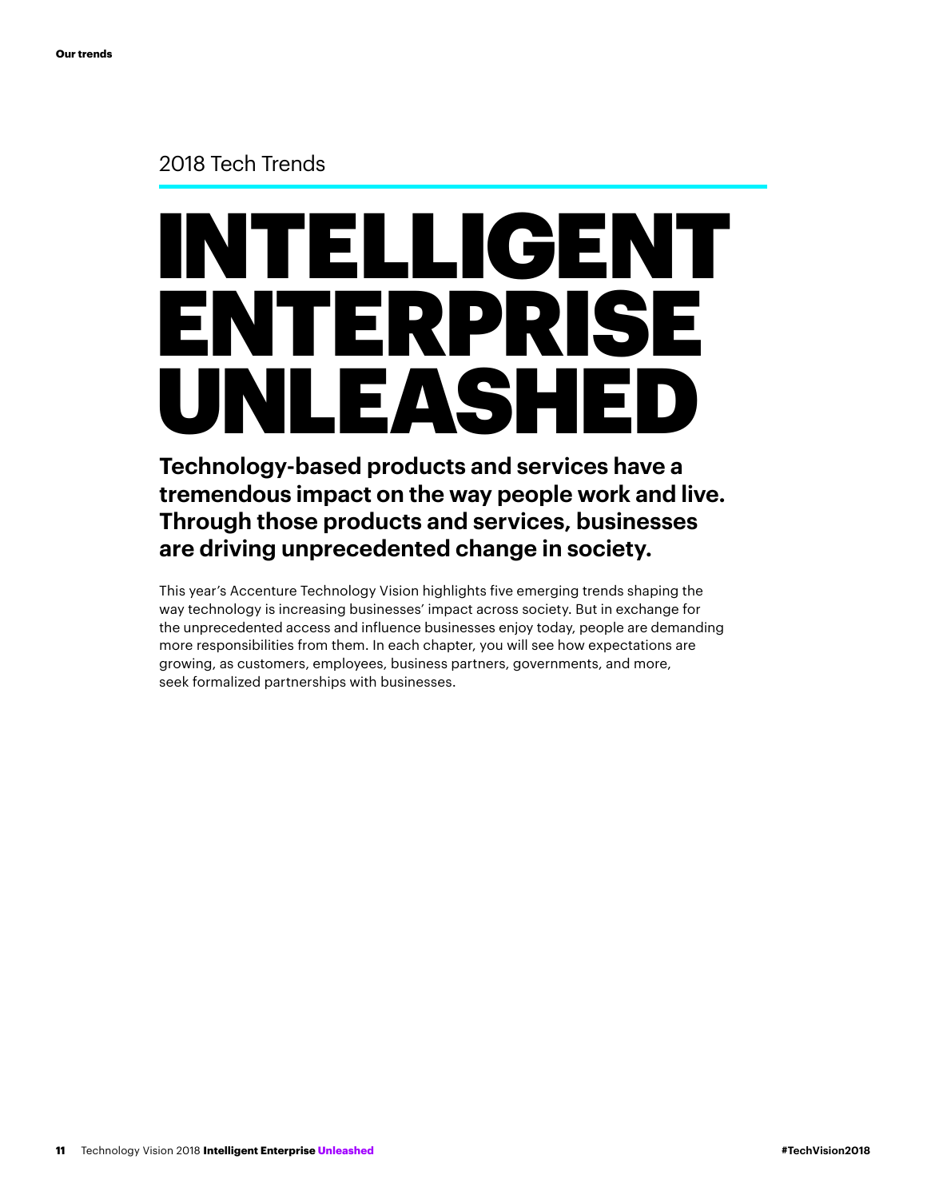2018 Tech Trends

# INTELLIGENT ENTERPRISE UNLEASHED

**Technology-based products and services have a tremendous impact on the way people work and live. Through those products and services, businesses are driving unprecedented change in society.**

This year's Accenture Technology Vision highlights five emerging trends shaping the way technology is increasing businesses' impact across society. But in exchange for the unprecedented access and influence businesses enjoy today, people are demanding more responsibilities from them. In each chapter, you will see how expectations are growing, as customers, employees, business partners, governments, and more, seek formalized partnerships with businesses.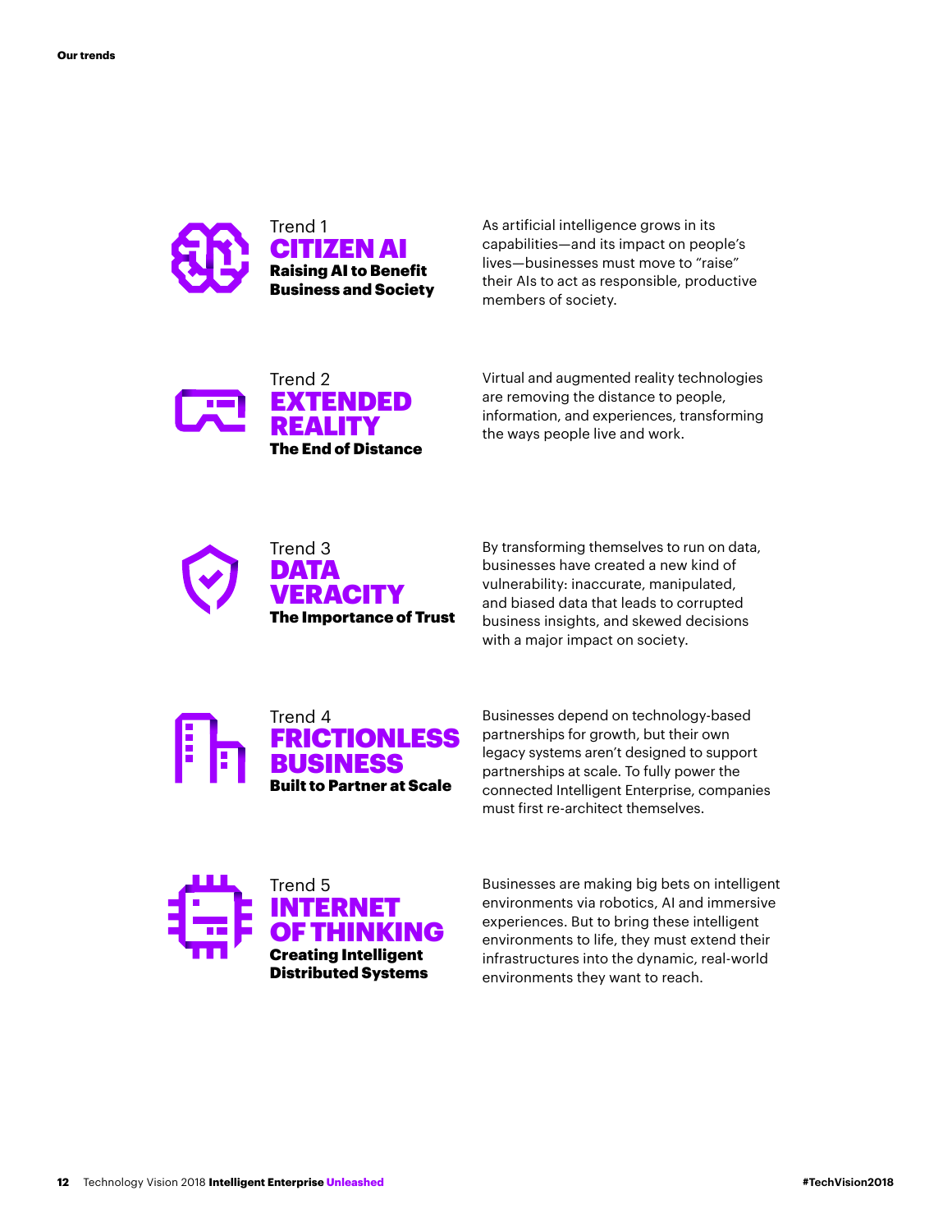**Our trends**

### Trend 1
## CITIZEN AI
**Raising AI to Benefit Business and Society**

As artificial intelligence grows in its capabilities—and its impact on people's lives—businesses must move to "raise" their AIs to act as responsible, productive members of society.

### Trend 2
## EXTENDED REALITY
**The End of Distance**

Virtual and augmented reality technologies are removing the distance to people, information, and experiences, transforming the ways people live and work.

### Trend 3
## DATA VERACITY
**The Importance of Trust**

By transforming themselves to run on data, businesses have created a new kind of vulnerability: inaccurate, manipulated, and biased data that leads to corrupted business insights, and skewed decisions with a major impact on society.

### Trend 4
## FRICTIONLESS BUSINESS
**Built to Partner at Scale**

Businesses depend on technology-based partnerships for growth, but their own legacy systems aren't designed to support partnerships at scale. To fully power the connected Intelligent Enterprise, companies must first re-architect themselves.

### Trend 5
## INTERNET OF THINKING
**Creating Intelligent Distributed Systems**

Businesses are making big bets on intelligent environments via robotics, AI and immersive experiences. But to bring these intelligent environments to life, they must extend their infrastructures into the dynamic, real-world environments they want to reach.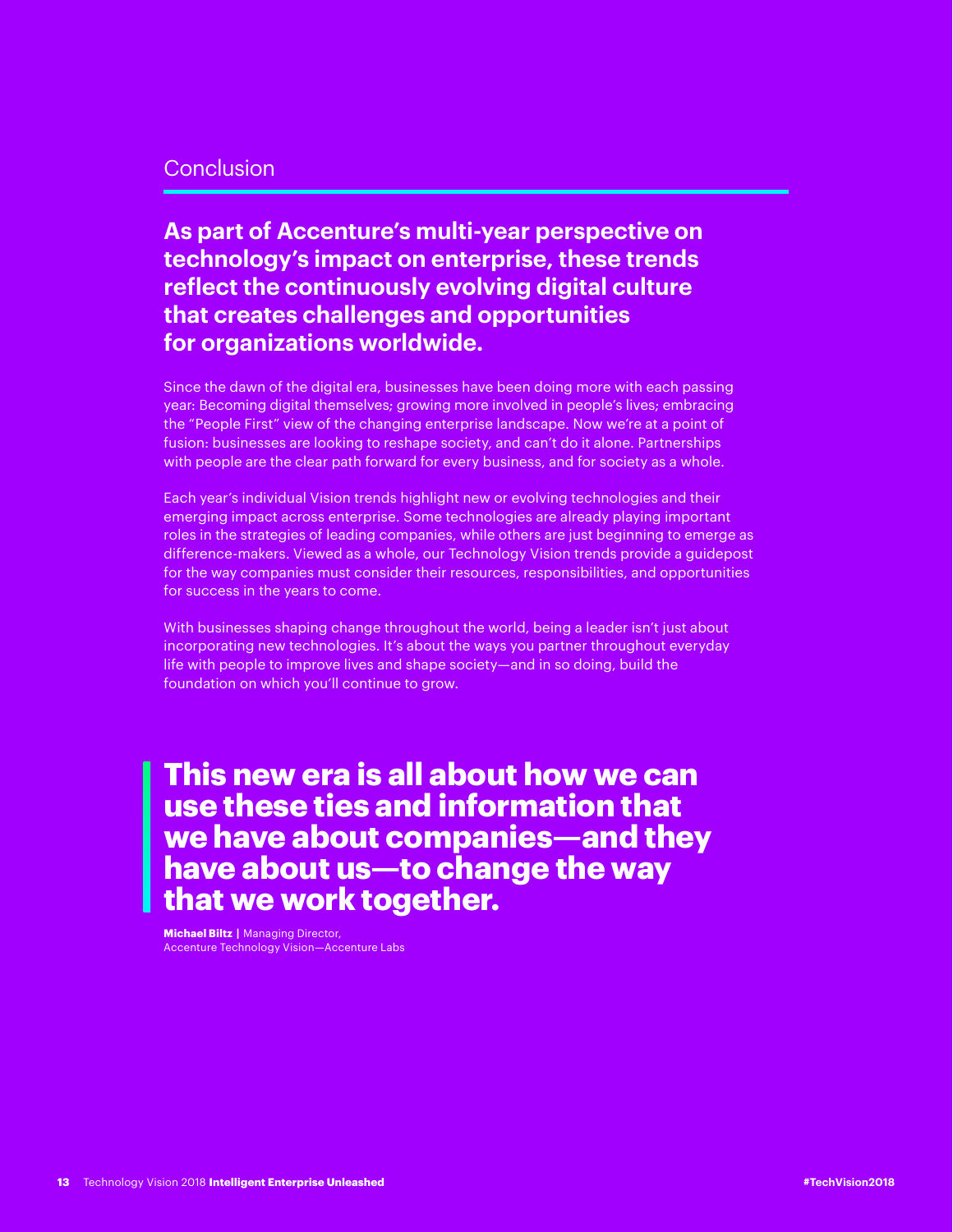## Conclusion

**As part of Accenture's multi-year perspective on technology's impact on enterprise, these trends reflect the continuously evolving digital culture that creates challenges and opportunities for organizations worldwide.**

Since the dawn of the digital era, businesses have been doing more with each passing year: Becoming digital themselves; growing more involved in people's lives; embracing the "People First" view of the changing enterprise landscape. Now we're at a point of fusion: businesses are looking to reshape society, and can't do it alone. Partnerships with people are the clear path forward for every business, and for society as a whole.

Each year's individual Vision trends highlight new or evolving technologies and their emerging impact across enterprise. Some technologies are already playing important roles in the strategies of leading companies, while others are just beginning to emerge as difference-makers. Viewed as a whole, our Technology Vision trends provide a guidepost for the way companies must consider their resources, responsibilities, and opportunities for success in the years to come.

With businesses shaping change throughout the world, being a leader isn't just about incorporating new technologies. It's about the ways you partner throughout everyday life with people to improve lives and shape society—and in so doing, build the foundation on which you'll continue to grow.

> **This new era is all about how we can use these ties and information that we have about companies—and they have about us—to change the way that we work together.**
>
> **Michael Biltz** | Managing Director, Accenture Technology Vision—Accenture Labs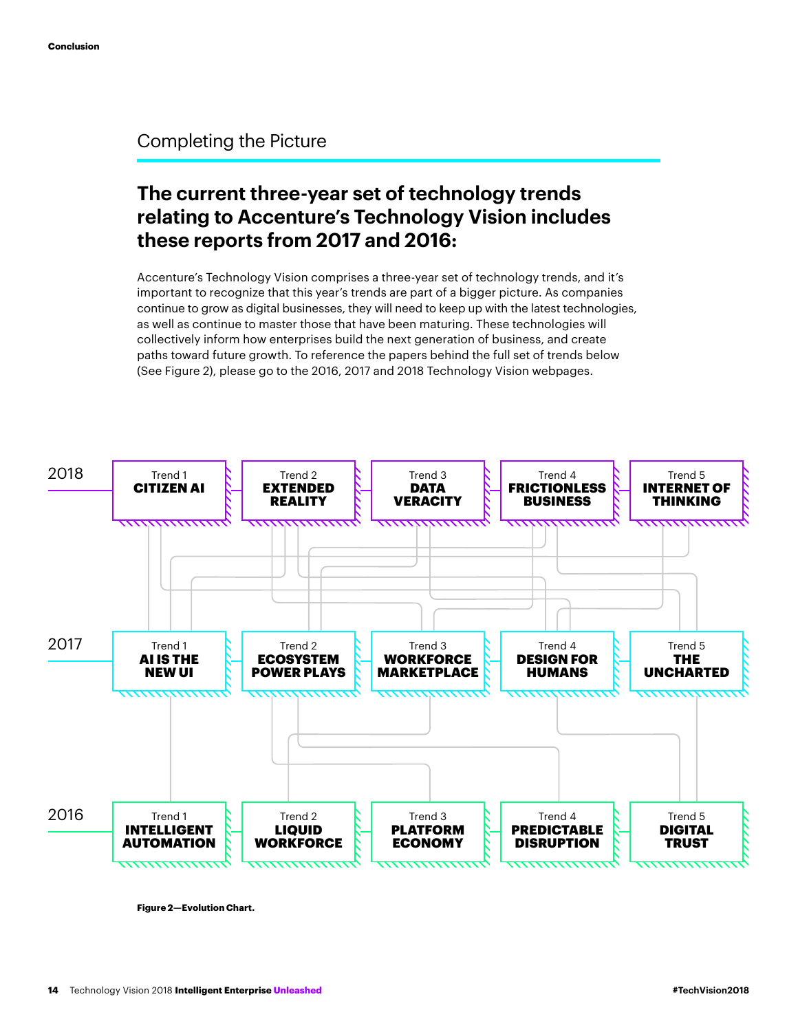## Completing the Picture

### The current three-year set of technology trends relating to Accenture's Technology Vision includes these reports from 2017 and 2016:

Accenture's Technology Vision comprises a three-year set of technology trends, and it's important to recognize that this year's trends are part of a bigger picture. As companies continue to grow as digital businesses, they will need to keep up with the latest technologies, as well as continue to master those that have been maturing. These technologies will collectively inform how enterprises build the next generation of business, and create paths toward future growth. To reference the papers behind the full set of trends below (See Figure 2), please go to the 2016, 2017 and 2018 Technology Vision webpages.

| | Trend 1 | Trend 2 | Trend 3 | Trend 4 | Trend 5 |
|---|---|---|---|---|---|
| 2018 | CITIZEN AI | EXTENDED REALITY | DATA VERACITY | FRICTIONLESS BUSINESS | INTERNET OF THINKING |
| 2017 | AI IS THE NEW UI | ECOSYSTEM POWER PLAYS | WORKFORCE MARKETPLACE | DESIGN FOR HUMANS | THE UNCHARTED |
| 2016 | INTELLIGENT AUTOMATION | LIQUID WORKFORCE | PLATFORM ECONOMY | PREDICTABLE DISRUPTION | DIGITAL TRUST |

**Figure 2—Evolution Chart.**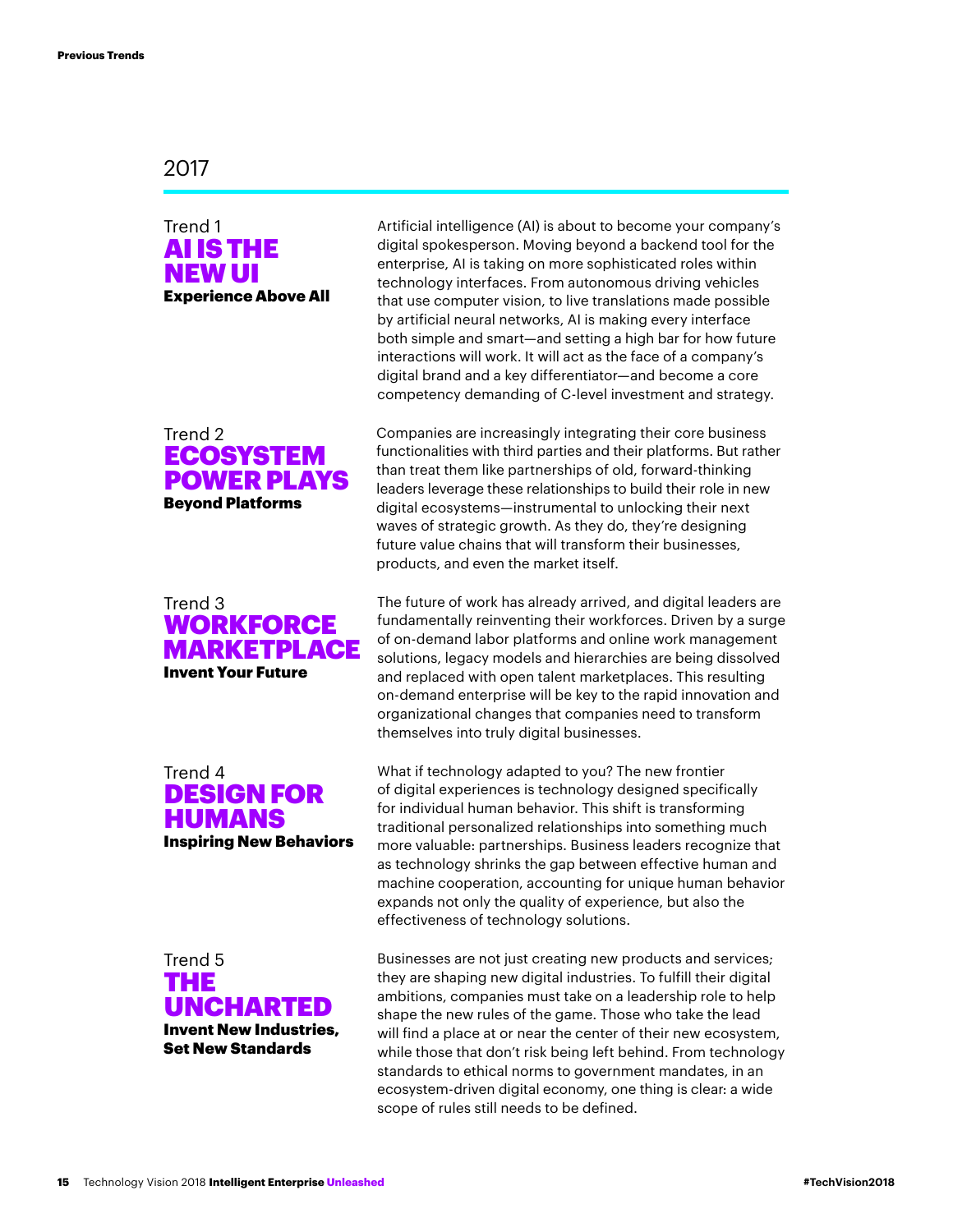## 2017

### Trend 1
### AI IS THE NEW UI
**Experience Above All**

Artificial intelligence (AI) is about to become your company's digital spokesperson. Moving beyond a backend tool for the enterprise, AI is taking on more sophisticated roles within technology interfaces. From autonomous driving vehicles that use computer vision, to live translations made possible by artificial neural networks, AI is making every interface both simple and smart—and setting a high bar for how future interactions will work. It will act as the face of a company's digital brand and a key differentiator—and become a core competency demanding of C-level investment and strategy.

### Trend 2
### ECOSYSTEM POWER PLAYS
**Beyond Platforms**

Companies are increasingly integrating their core business functionalities with third parties and their platforms. But rather than treat them like partnerships of old, forward-thinking leaders leverage these relationships to build their role in new digital ecosystems—instrumental to unlocking their next waves of strategic growth. As they do, they're designing future value chains that will transform their businesses, products, and even the market itself.

### Trend 3
### WORKFORCE MARKETPLACE
**Invent Your Future**

The future of work has already arrived, and digital leaders are fundamentally reinventing their workforces. Driven by a surge of on-demand labor platforms and online work management solutions, legacy models and hierarchies are being dissolved and replaced with open talent marketplaces. This resulting on-demand enterprise will be key to the rapid innovation and organizational changes that companies need to transform themselves into truly digital businesses.

### Trend 4
### DESIGN FOR HUMANS
**Inspiring New Behaviors**

What if technology adapted to you? The new frontier of digital experiences is technology designed specifically for individual human behavior. This shift is transforming traditional personalized relationships into something much more valuable: partnerships. Business leaders recognize that as technology shrinks the gap between effective human and machine cooperation, accounting for unique human behavior expands not only the quality of experience, but also the effectiveness of technology solutions.

### Trend 5
### THE UNCHARTED
**Invent New Industries, Set New Standards**

Businesses are not just creating new products and services; they are shaping new digital industries. To fulfill their digital ambitions, companies must take on a leadership role to help shape the new rules of the game. Those who take the lead will find a place at or near the center of their new ecosystem, while those that don't risk being left behind. From technology standards to ethical norms to government mandates, in an ecosystem-driven digital economy, one thing is clear: a wide scope of rules still needs to be defined.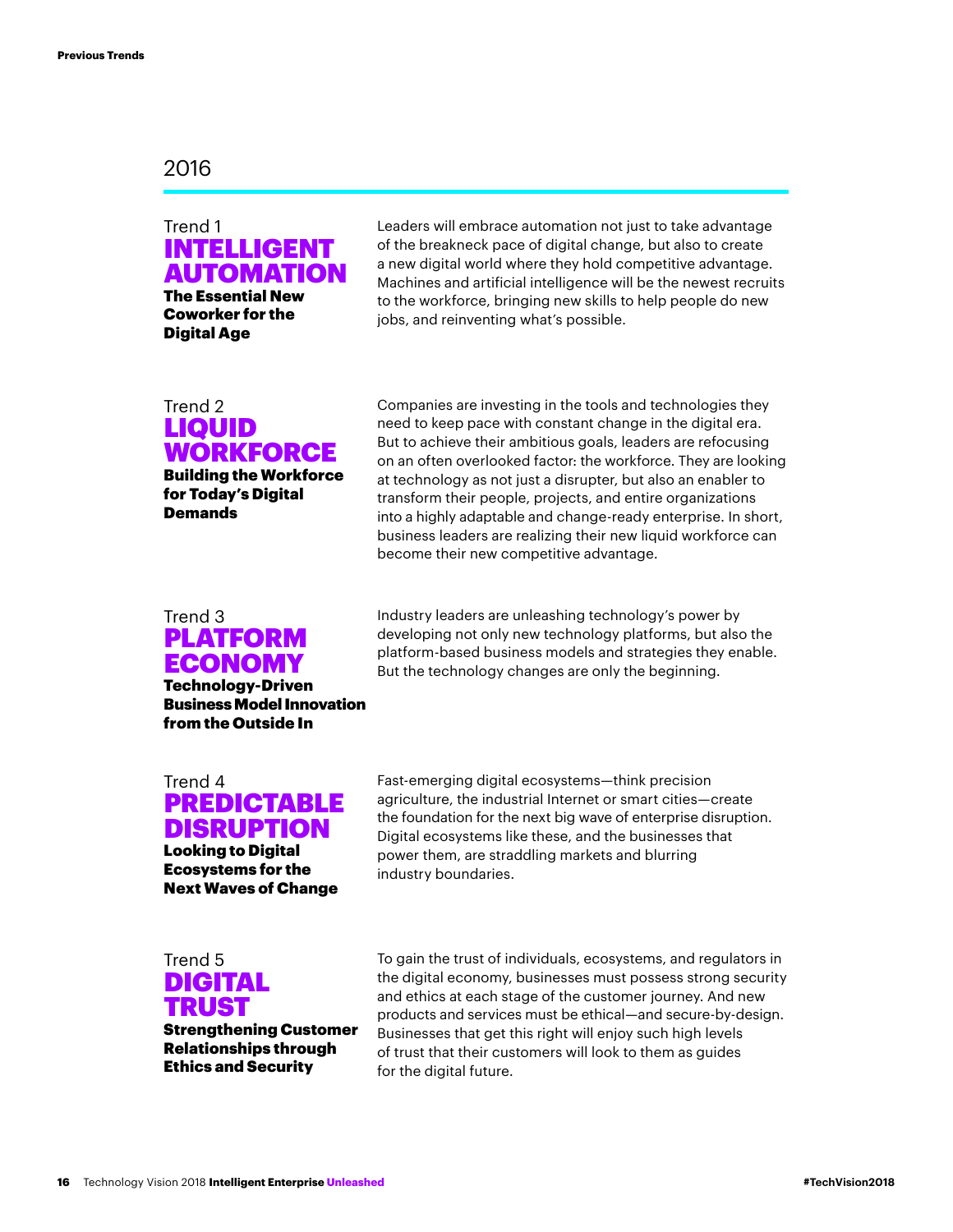## 2016

### Trend 1
### INTELLIGENT AUTOMATION
**The Essential New Coworker for the Digital Age**

Leaders will embrace automation not just to take advantage of the breakneck pace of digital change, but also to create a new digital world where they hold competitive advantage. Machines and artificial intelligence will be the newest recruits to the workforce, bringing new skills to help people do new jobs, and reinventing what's possible.

### Trend 2
### LIQUID WORKFORCE
**Building the Workforce for Today's Digital Demands**

Companies are investing in the tools and technologies they need to keep pace with constant change in the digital era. But to achieve their ambitious goals, leaders are refocusing on an often overlooked factor: the workforce. They are looking at technology as not just a disrupter, but also an enabler to transform their people, projects, and entire organizations into a highly adaptable and change-ready enterprise. In short, business leaders are realizing their new liquid workforce can become their new competitive advantage.

### Trend 3
### PLATFORM ECONOMY
**Technology-Driven Business Model Innovation from the Outside In**

Industry leaders are unleashing technology's power by developing not only new technology platforms, but also the platform-based business models and strategies they enable. But the technology changes are only the beginning.

### Trend 4
### PREDICTABLE DISRUPTION
**Looking to Digital Ecosystems for the Next Waves of Change**

Fast-emerging digital ecosystems—think precision agriculture, the industrial Internet or smart cities—create the foundation for the next big wave of enterprise disruption. Digital ecosystems like these, and the businesses that power them, are straddling markets and blurring industry boundaries.

### Trend 5
### DIGITAL TRUST
**Strengthening Customer Relationships through Ethics and Security**

To gain the trust of individuals, ecosystems, and regulators in the digital economy, businesses must possess strong security and ethics at each stage of the customer journey. And new products and services must be ethical—and secure-by-design. Businesses that get this right will enjoy such high levels of trust that their customers will look to them as guides for the digital future.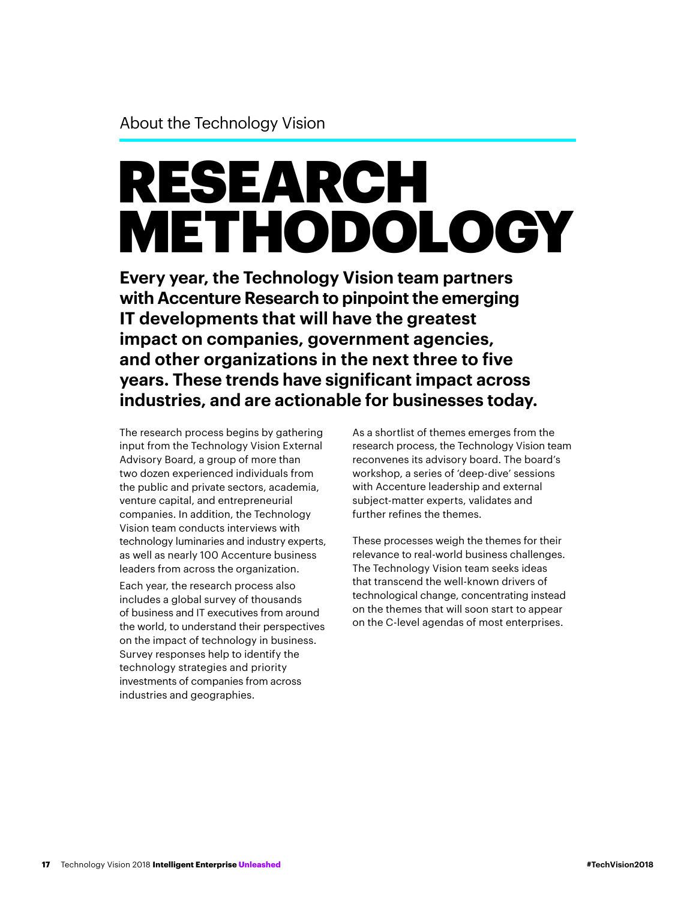About the Technology Vision

# RESEARCH METHODOLOGY

**Every year, the Technology Vision team partners with Accenture Research to pinpoint the emerging IT developments that will have the greatest impact on companies, government agencies, and other organizations in the next three to five years. These trends have significant impact across industries, and are actionable for businesses today.**

The research process begins by gathering input from the Technology Vision External Advisory Board, a group of more than two dozen experienced individuals from the public and private sectors, academia, venture capital, and entrepreneurial companies. In addition, the Technology Vision team conducts interviews with technology luminaries and industry experts, as well as nearly 100 Accenture business leaders from across the organization.

Each year, the research process also includes a global survey of thousands of business and IT executives from around the world, to understand their perspectives on the impact of technology in business. Survey responses help to identify the technology strategies and priority investments of companies from across industries and geographies.

As a shortlist of themes emerges from the research process, the Technology Vision team reconvenes its advisory board. The board's workshop, a series of 'deep-dive' sessions with Accenture leadership and external subject-matter experts, validates and further refines the themes.

These processes weigh the themes for their relevance to real-world business challenges. The Technology Vision team seeks ideas that transcend the well-known drivers of technological change, concentrating instead on the themes that will soon start to appear on the C-level agendas of most enterprises.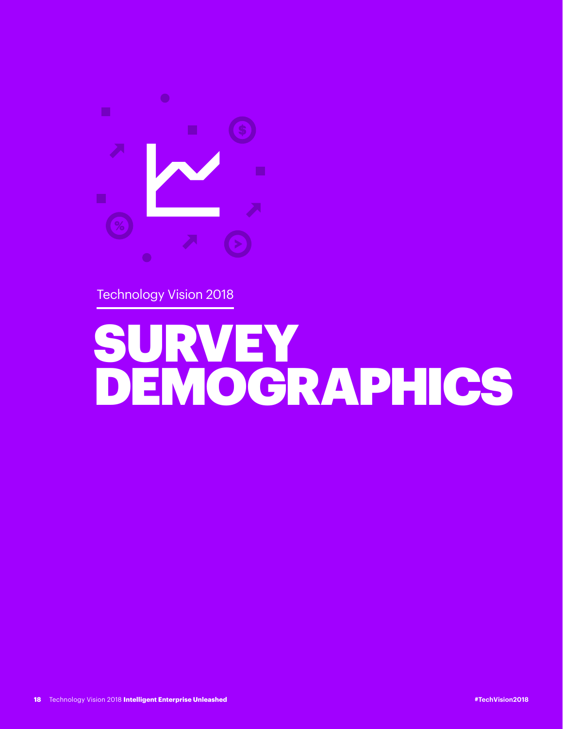Technology Vision 2018

# SURVEY DEMOGRAPHICS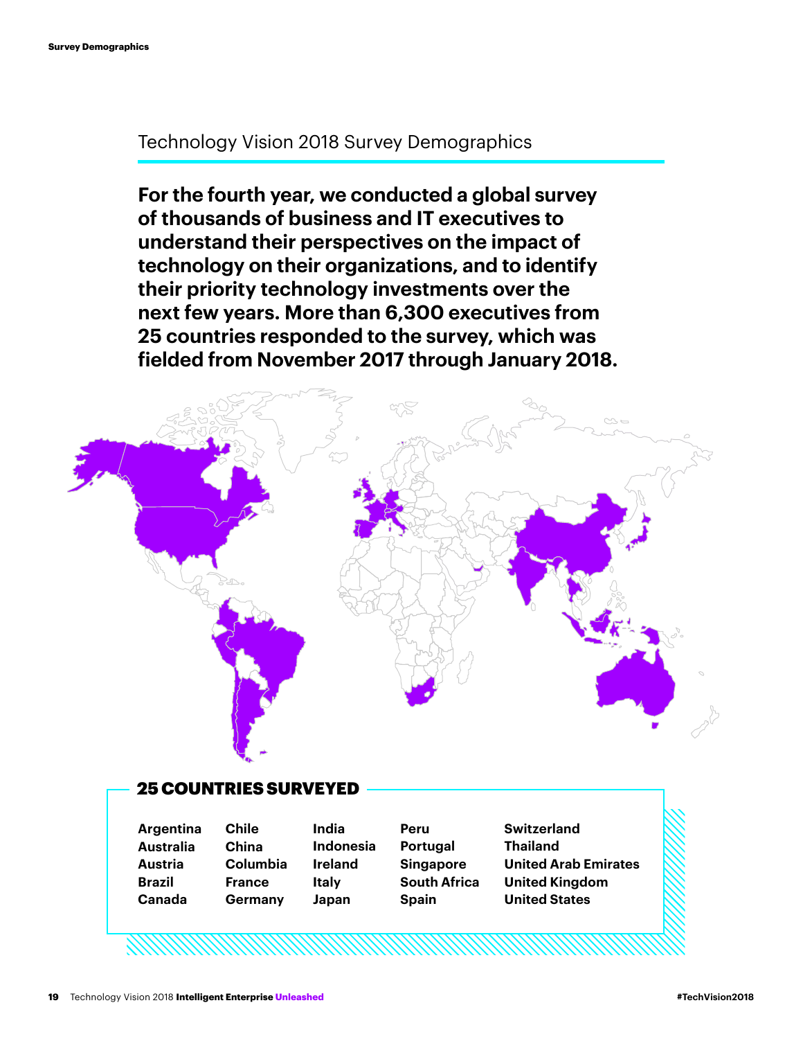## Technology Vision 2018 Survey Demographics

**For the fourth year, we conducted a global survey of thousands of business and IT executives to understand their perspectives on the impact of technology on their organizations, and to identify their priority technology investments over the next few years. More than 6,300 executives from 25 countries responded to the survey, which was fielded from November 2017 through January 2018.**

### 25 COUNTRIES SURVEYED

- **Argentina**
- **Australia**
- **Austria**
- **Brazil**
- **Canada**
- **Chile**
- **China**
- **Columbia**
- **France**
- **Germany**
- **India**
- **Indonesia**
- **Ireland**
- **Italy**
- **Japan**
- **Peru**
- **Portugal**
- **Singapore**
- **South Africa**
- **Spain**
- **Switzerland**
- **Thailand**
- **United Arab Emirates**
- **United Kingdom**
- **United States**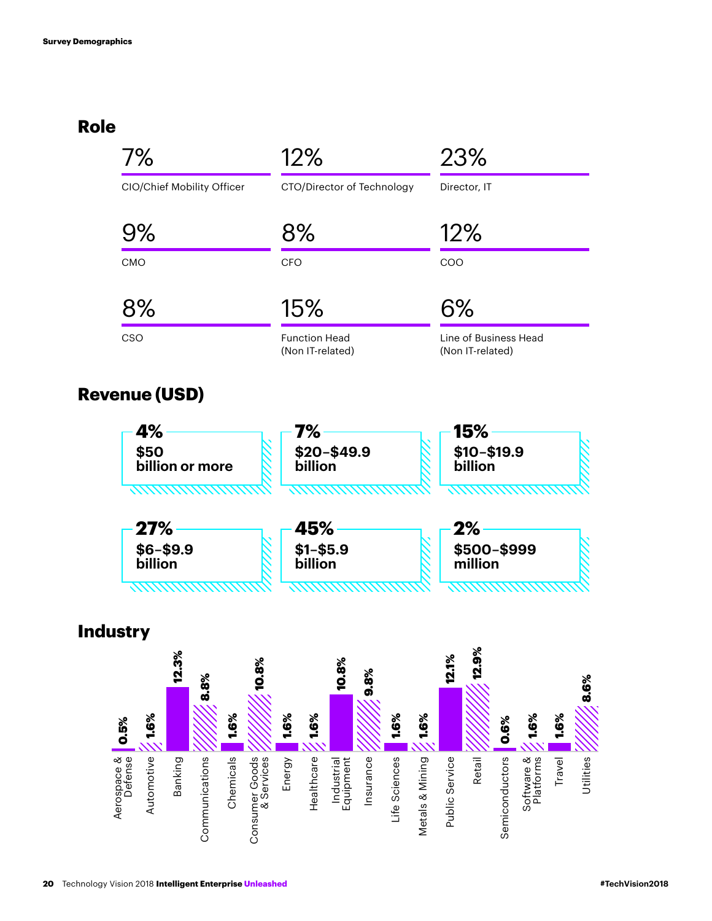Survey Demographics

## Role

| Percentage | Role |
|---|---|
| 7% | CIO/Chief Mobility Officer |
| 12% | CTO/Director of Technology |
| 23% | Director, IT |
| 9% | CMO |
| 8% | CFO |
| 12% | COO |
| 8% | CSO |
| 15% | Function Head (Non IT-related) |
| 6% | Line of Business Head (Non IT-related) |

## Revenue (USD)

| Percentage | Revenue |
|---|---|
| **4%** | **$50 billion or more** |
| **7%** | **$20–$49.9 billion** |
| **15%** | **$10–$19.9 billion** |
| **27%** | **$6–$9.9 billion** |
| **45%** | **$1–$5.9 billion** |
| **2%** | **$500–$999 million** |

## Industry

| Industry | Percentage |
|---|---|
| Aerospace & Defense | 0.5% |
| Automotive | 1.6% |
| Banking | 12.3% |
| Communications | 8.8% |
| Chemicals | 1.6% |
| Consumer Goods & Services | 10.8% |
| Energy | 1.6% |
| Healthcare | 1.6% |
| Industrial Equipment | 10.8% |
| Insurance | 9.8% |
| Life Sciences | 1.6% |
| Metals & Mining | 1.6% |
| Public Service | 12.1% |
| Retail | 12.9% |
| Semiconductors | 0.6% |
| Software & Platforms | 1.6% |
| Travel | 1.6% |
| Utilities | 8.6% |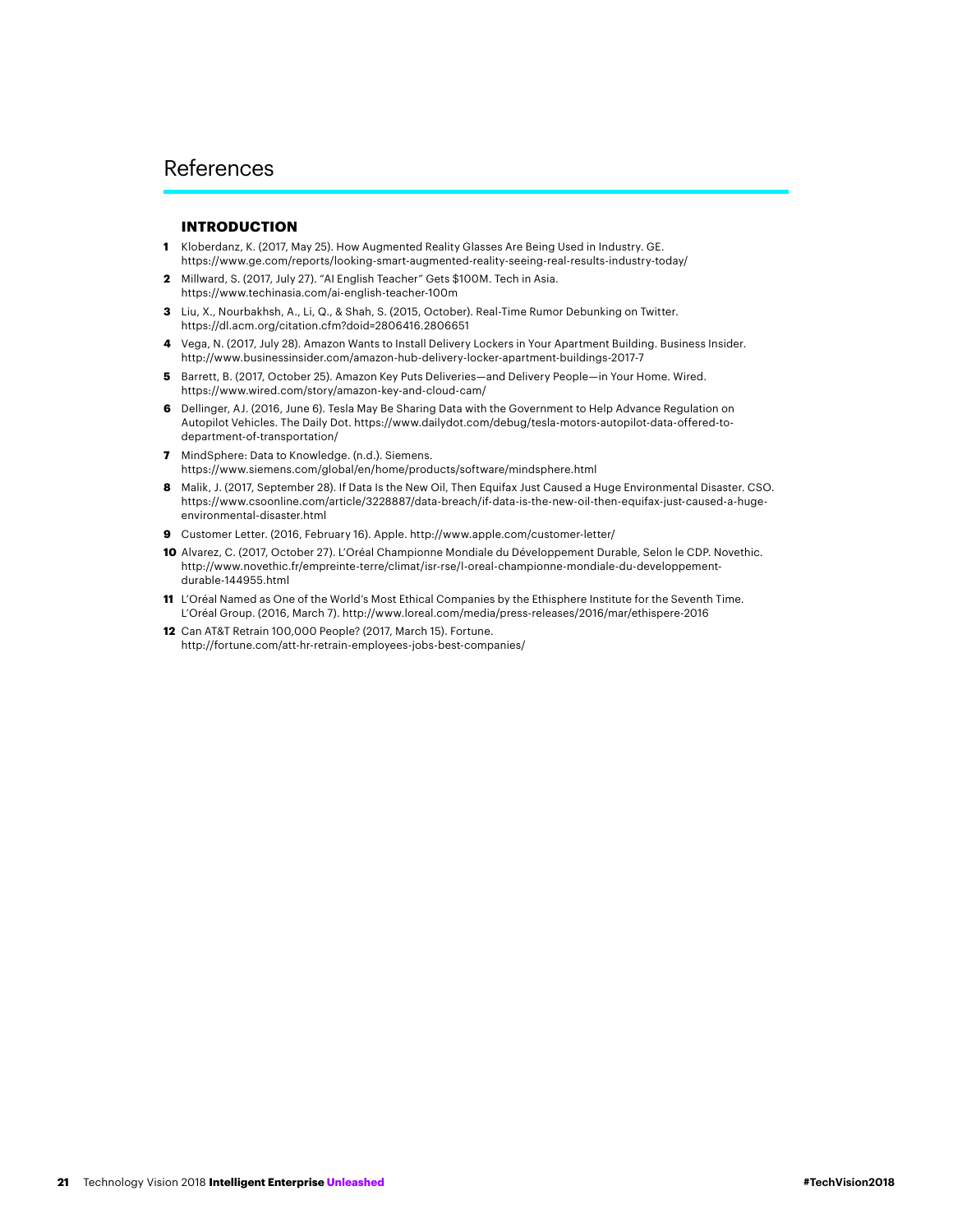# References

### INTRODUCTION

1. Kloberdanz, K. (2017, May 25). How Augmented Reality Glasses Are Being Used in Industry. GE. https://www.ge.com/reports/looking-smart-augmented-reality-seeing-real-results-industry-today/
2. Millward, S. (2017, July 27). "AI English Teacher" Gets $100M. Tech in Asia. https://www.techinasia.com/ai-english-teacher-100m
3. Liu, X., Nourbakhsh, A., Li, Q., & Shah, S. (2015, October). Real-Time Rumor Debunking on Twitter. https://dl.acm.org/citation.cfm?doid=2806416.2806651
4. Vega, N. (2017, July 28). Amazon Wants to Install Delivery Lockers in Your Apartment Building. Business Insider. http://www.businessinsider.com/amazon-hub-delivery-locker-apartment-buildings-2017-7
5. Barrett, B. (2017, October 25). Amazon Key Puts Deliveries—and Delivery People—in Your Home. Wired. https://www.wired.com/story/amazon-key-and-cloud-cam/
6. Dellinger, AJ. (2016, June 6). Tesla May Be Sharing Data with the Government to Help Advance Regulation on Autopilot Vehicles. The Daily Dot. https://www.dailydot.com/debug/tesla-motors-autopilot-data-offered-to-department-of-transportation/
7. MindSphere: Data to Knowledge. (n.d.). Siemens. https://www.siemens.com/global/en/home/products/software/mindsphere.html
8. Malik, J. (2017, September 28). If Data Is the New Oil, Then Equifax Just Caused a Huge Environmental Disaster. CSO. https://www.csoonline.com/article/3228887/data-breach/if-data-is-the-new-oil-then-equifax-just-caused-a-huge-environmental-disaster.html
9. Customer Letter. (2016, February 16). Apple. http://www.apple.com/customer-letter/
10. Alvarez, C. (2017, October 27). L'Oréal Championne Mondiale du Développement Durable, Selon le CDP. Novethic. http://www.novethic.fr/empreinte-terre/climat/isr-rse/l-oreal-championne-mondiale-du-developpement-durable-144955.html
11. L'Oréal Named as One of the World's Most Ethical Companies by the Ethisphere Institute for the Seventh Time. L'Oréal Group. (2016, March 7). http://www.loreal.com/media/press-releases/2016/mar/ethispere-2016
12. Can AT&T Retrain 100,000 People? (2017, March 15). Fortune. http://fortune.com/att-hr-retrain-employees-jobs-best-companies/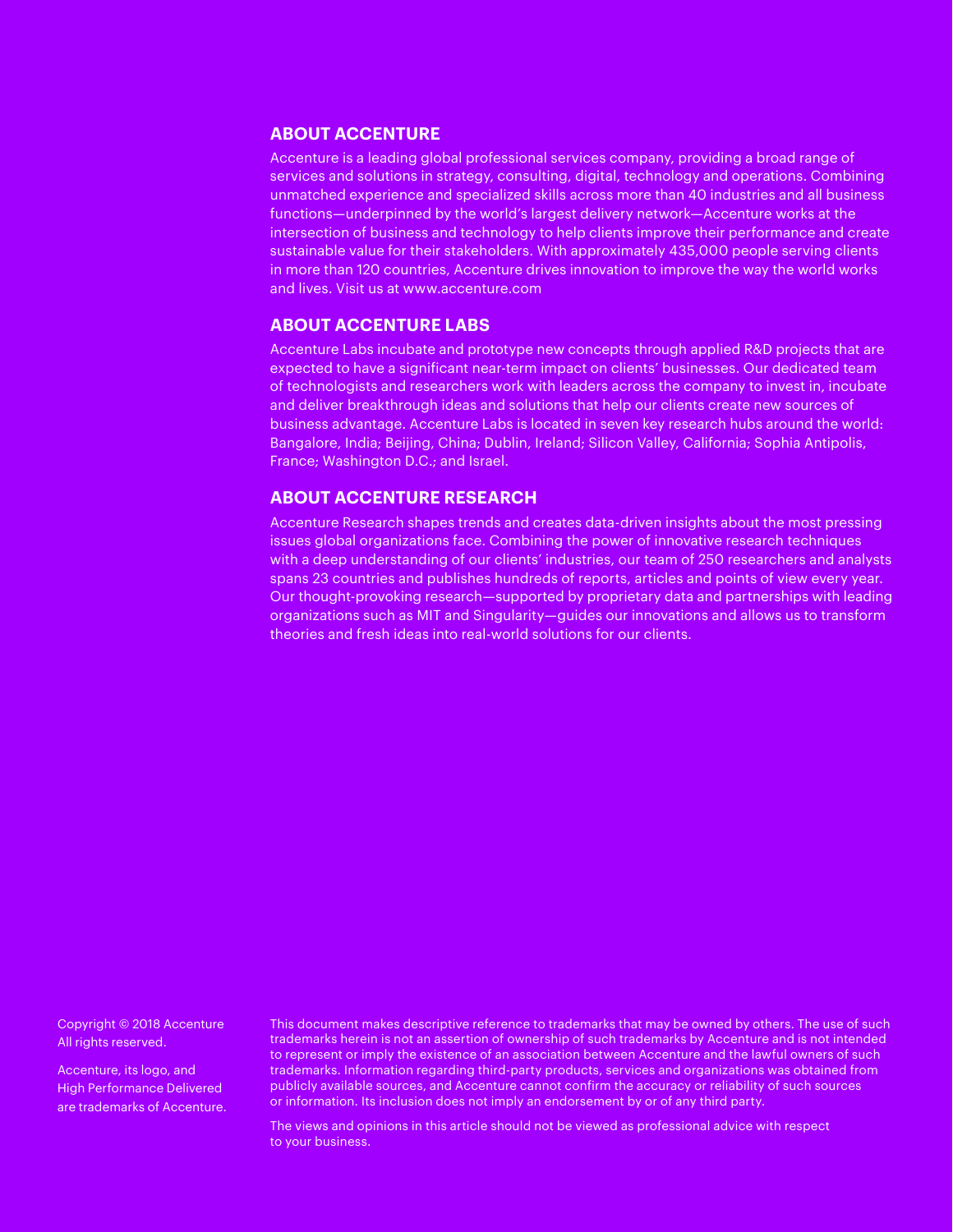## ABOUT ACCENTURE

Accenture is a leading global professional services company, providing a broad range of services and solutions in strategy, consulting, digital, technology and operations. Combining unmatched experience and specialized skills across more than 40 industries and all business functions—underpinned by the world's largest delivery network—Accenture works at the intersection of business and technology to help clients improve their performance and create sustainable value for their stakeholders. With approximately 435,000 people serving clients in more than 120 countries, Accenture drives innovation to improve the way the world works and lives. Visit us at www.accenture.com

## ABOUT ACCENTURE LABS

Accenture Labs incubate and prototype new concepts through applied R&D projects that are expected to have a significant near-term impact on clients' businesses. Our dedicated team of technologists and researchers work with leaders across the company to invest in, incubate and deliver breakthrough ideas and solutions that help our clients create new sources of business advantage. Accenture Labs is located in seven key research hubs around the world: Bangalore, India; Beijing, China; Dublin, Ireland; Silicon Valley, California; Sophia Antipolis, France; Washington D.C.; and Israel.

## ABOUT ACCENTURE RESEARCH

Accenture Research shapes trends and creates data-driven insights about the most pressing issues global organizations face. Combining the power of innovative research techniques with a deep understanding of our clients' industries, our team of 250 researchers and analysts spans 23 countries and publishes hundreds of reports, articles and points of view every year. Our thought-provoking research—supported by proprietary data and partnerships with leading organizations such as MIT and Singularity—guides our innovations and allows us to transform theories and fresh ideas into real-world solutions for our clients.

Copyright © 2018 Accenture
All rights reserved.

Accenture, its logo, and High Performance Delivered are trademarks of Accenture.

This document makes descriptive reference to trademarks that may be owned by others. The use of such trademarks herein is not an assertion of ownership of such trademarks by Accenture and is not intended to represent or imply the existence of an association between Accenture and the lawful owners of such trademarks. Information regarding third-party products, services and organizations was obtained from publicly available sources, and Accenture cannot confirm the accuracy or reliability of such sources or information. Its inclusion does not imply an endorsement by or of any third party.

The views and opinions in this article should not be viewed as professional advice with respect to your business.